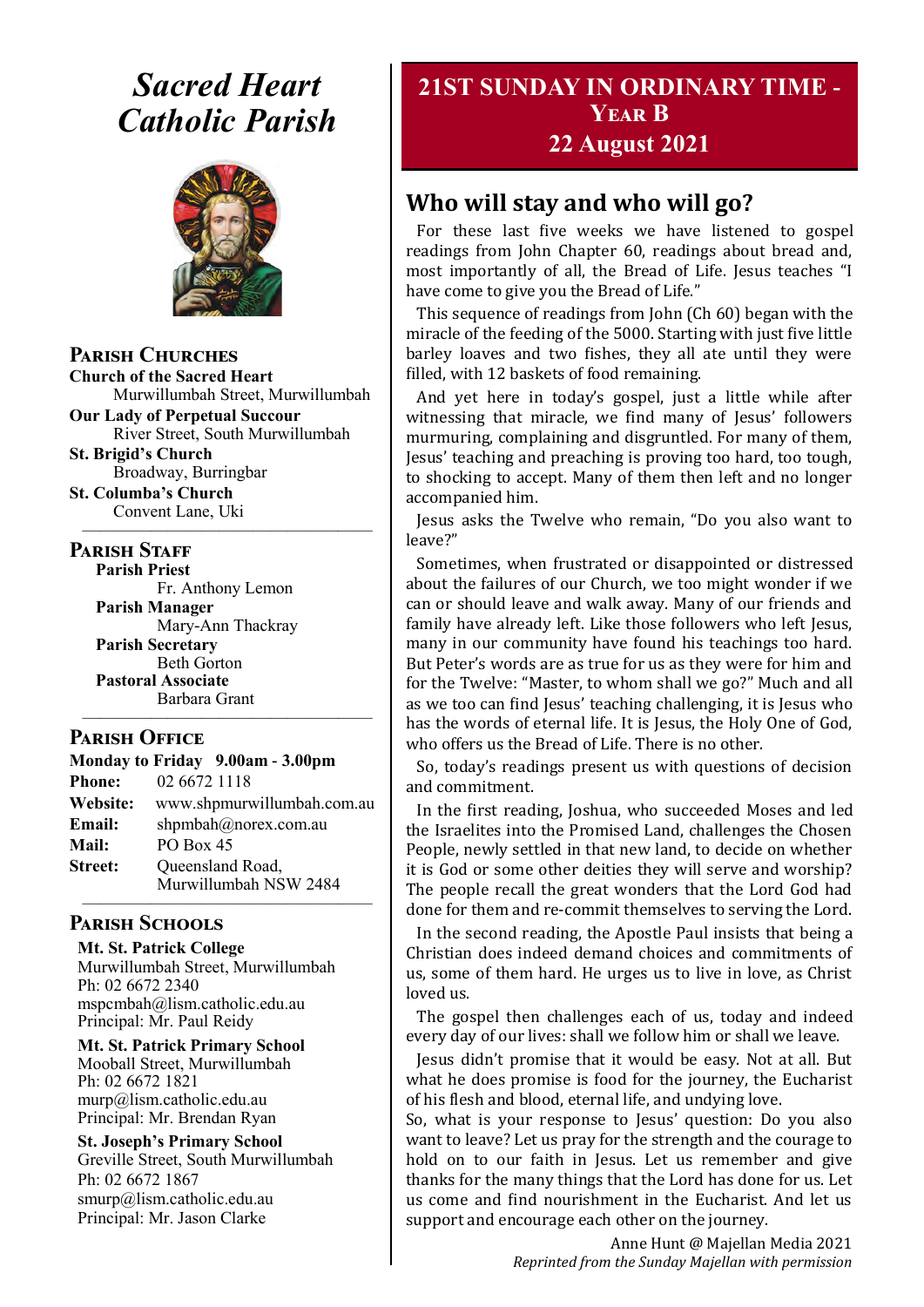# *Sacred Heart Catholic Parish*

## Parish Churches

**Church of the Sacred Heart**
Murwillumbah Street, Murwillumbah

**Our Lady of Perpetual Succour**
River Street, South Murwillumbah

**St. Brigid's Church**
Broadway, Burringbar

**St. Columba's Church**
Convent Lane, Uki

## Parish Staff

**Parish Priest**
Fr. Anthony Lemon

**Parish Manager**
Mary-Ann Thackray

**Parish Secretary**
Beth Gorton

**Pastoral Associate**
Barbara Grant

## Parish Office

**Monday to Friday 9.00am - 3.00pm**

**Phone:** 02 6672 1118
**Website:** www.shpmurwillumbah.com.au
**Email:** shpmbah@norex.com.au
**Mail:** PO Box 45
**Street:** Queensland Road, Murwillumbah NSW 2484

## Parish Schools

**Mt. St. Patrick College**
Murwillumbah Street, Murwillumbah
Ph: 02 6672 2340
mspcmbah@lism.catholic.edu.au
Principal: Mr. Paul Reidy

**Mt. St. Patrick Primary School**
Mooball Street, Murwillumbah
Ph: 02 6672 1821
murp@lism.catholic.edu.au
Principal: Mr. Brendan Ryan

**St. Joseph's Primary School**
Greville Street, South Murwillumbah
Ph: 02 6672 1867
smurp@lism.catholic.edu.au
Principal: Mr. Jason Clarke

# 21ST SUNDAY IN ORDINARY TIME - YEAR B
## 22 August 2021

## Who will stay and who will go?

For these last five weeks we have listened to gospel readings from John Chapter 60, readings about bread and, most importantly of all, the Bread of Life. Jesus teaches "I have come to give you the Bread of Life."

This sequence of readings from John (Ch 60) began with the miracle of the feeding of the 5000. Starting with just five little barley loaves and two fishes, they all ate until they were filled, with 12 baskets of food remaining.

And yet here in today's gospel, just a little while after witnessing that miracle, we find many of Jesus' followers murmuring, complaining and disgruntled. For many of them, Jesus' teaching and preaching is proving too hard, too tough, to shocking to accept. Many of them then left and no longer accompanied him.

Jesus asks the Twelve who remain, "Do you also want to leave?"

Sometimes, when frustrated or disappointed or distressed about the failures of our Church, we too might wonder if we can or should leave and walk away. Many of our friends and family have already left. Like those followers who left Jesus, many in our community have found his teachings too hard. But Peter's words are as true for us as they were for him and for the Twelve: "Master, to whom shall we go?" Much and all as we too can find Jesus' teaching challenging, it is Jesus who has the words of eternal life. It is Jesus, the Holy One of God, who offers us the Bread of Life. There is no other.

So, today's readings present us with questions of decision and commitment.

In the first reading, Joshua, who succeeded Moses and led the Israelites into the Promised Land, challenges the Chosen People, newly settled in that new land, to decide on whether it is God or some other deities they will serve and worship? The people recall the great wonders that the Lord God had done for them and re-commit themselves to serving the Lord.

In the second reading, the Apostle Paul insists that being a Christian does indeed demand choices and commitments of us, some of them hard. He urges us to live in love, as Christ loved us.

The gospel then challenges each of us, today and indeed every day of our lives: shall we follow him or shall we leave.

Jesus didn't promise that it would be easy. Not at all. But what he does promise is food for the journey, the Eucharist of his flesh and blood, eternal life, and undying love.

So, what is your response to Jesus' question: Do you also want to leave? Let us pray for the strength and the courage to hold on to our faith in Jesus. Let us remember and give thanks for the many things that the Lord has done for us. Let us come and find nourishment in the Eucharist. And let us support and encourage each other on the journey.

Anne Hunt @ Majellan Media 2021
*Reprinted from the Sunday Majellan with permission*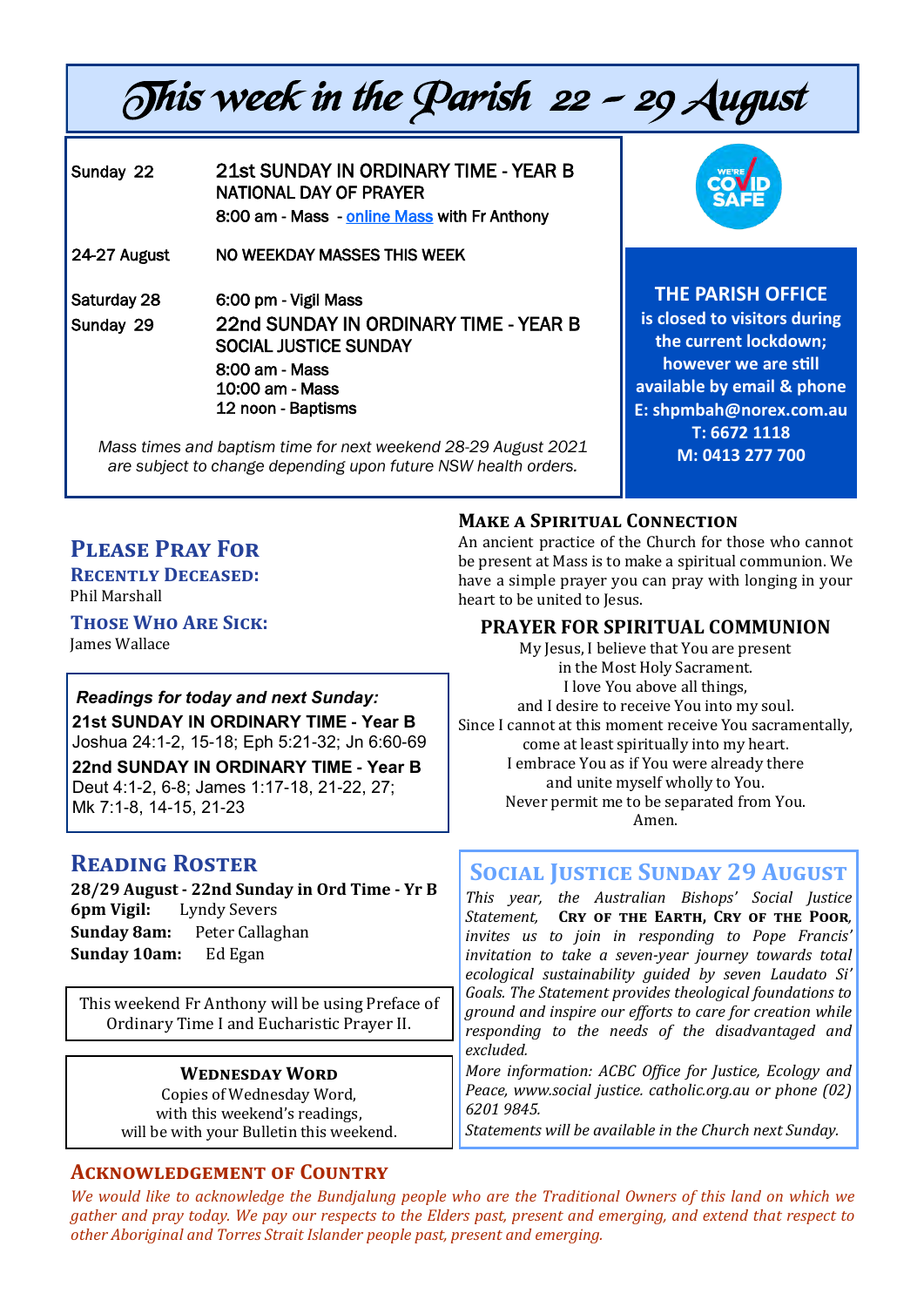# This week in the Parish 22 – 29 August

**Sunday 22** — 21st SUNDAY IN ORDINARY TIME - YEAR B
NATIONAL DAY OF PRAYER
8:00 am - Mass - online Mass with Fr Anthony

**24-27 August** — NO WEEKDAY MASSES THIS WEEK

**Saturday 28** — 6:00 pm - Vigil Mass

**Sunday 29** — 22nd SUNDAY IN ORDINARY TIME - YEAR B
SOCIAL JUSTICE SUNDAY
8:00 am - Mass
10:00 am - Mass
12 noon - Baptisms

*Mass times and baptism time for next weekend 28-29 August 2021 are subject to change depending upon future NSW health orders.*

WE'RE COVID SAFE

**THE PARISH OFFICE**
**is closed to visitors during the current lockdown; however we are still available by email & phone**
**E: shpmbah@norex.com.au**
**T: 6672 1118**
**M: 0413 277 700**

## Please Pray For

### Recently Deceased:
Phil Marshall

### Those Who Are Sick:
James Wallace

*Readings for today and next Sunday:*

**21st SUNDAY IN ORDINARY TIME - Year B**
Joshua 24:1-2, 15-18; Eph 5:21-32; Jn 6:60-69

**22nd SUNDAY IN ORDINARY TIME - Year B**
Deut 4:1-2, 6-8; James 1:17-18, 21-22, 27; Mk 7:1-8, 14-15, 21-23

## Reading Roster

**28/29 August - 22nd Sunday in Ord Time - Yr B**
**6pm Vigil:** Lyndy Severs
**Sunday 8am:** Peter Callaghan
**Sunday 10am:** Ed Egan

This weekend Fr Anthony will be using Preface of Ordinary Time I and Eucharistic Prayer II.

**Wednesday Word**
Copies of Wednesday Word, with this weekend's readings, will be with your Bulletin this weekend.

## Make a Spiritual Connection

An ancient practice of the Church for those who cannot be present at Mass is to make a spiritual communion. We have a simple prayer you can pray with longing in your heart to be united to Jesus.

### PRAYER FOR SPIRITUAL COMMUNION

My Jesus, I believe that You are present
in the Most Holy Sacrament.
I love You above all things,
and I desire to receive You into my soul.
Since I cannot at this moment receive You sacramentally,
come at least spiritually into my heart.
I embrace You as if You were already there
and unite myself wholly to You.
Never permit me to be separated from You.
Amen.

## Social Justice Sunday 29 August

*This year, the Australian Bishops' Social Justice Statement,* **Cry of the Earth, Cry of the Poor***, invites us to join in responding to Pope Francis' invitation to take a seven-year journey towards total ecological sustainability guided by seven Laudato Si' Goals. The Statement provides theological foundations to ground and inspire our efforts to care for creation while responding to the needs of the disadvantaged and excluded.*

*More information: ACBC Office for Justice, Ecology and Peace, www.social justice. catholic.org.au or phone (02) 6201 9845.*

*Statements will be available in the Church next Sunday.*

## Acknowledgement of Country

*We would like to acknowledge the Bundjalung people who are the Traditional Owners of this land on which we gather and pray today. We pay our respects to the Elders past, present and emerging, and extend that respect to other Aboriginal and Torres Strait Islander people past, present and emerging.*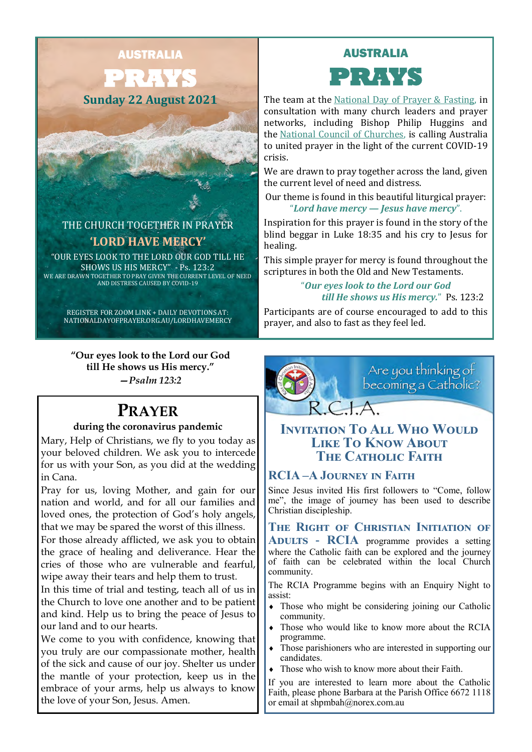## AUSTRALIA PRAYS

**Sunday 22 August 2021**

THE CHURCH TOGETHER IN PRAYER

**'LORD HAVE MERCY'**

"OUR EYES LOOK TO THE LORD OUR GOD TILL HE SHOWS US HIS MERCY" - Ps. 123:2

WE ARE DRAWN TOGETHER TO PRAY GIVEN THE CURRENT LEVEL OF NEED AND DISTRESS CAUSED BY COVID-19

REGISTER FOR ZOOM LINK + DAILY DEVOTIONS AT: NATIONALDAYOFPRAYER.ORG.AU/LORDHAVEMERCY

## AUSTRALIA PRAYS

The team at the National Day of Prayer & Fasting, in consultation with many church leaders and prayer networks, including Bishop Philip Huggins and the National Council of Churches, is calling Australia to united prayer in the light of the current COVID-19 crisis.

We are drawn to pray together across the land, given the current level of need and distress.

Our theme is found in this beautiful liturgical prayer: "*Lord have mercy — Jesus have mercy*".

Inspiration for this prayer is found in the story of the blind beggar in Luke 18:35 and his cry to Jesus for healing.

This simple prayer for mercy is found throughout the scriptures in both the Old and New Testaments.

"*Our eyes look to the Lord our God till He shows us His mercy.*" Ps. 123:2

Participants are of course encouraged to add to this prayer, and also to fast as they feel led.

**"Our eyes look to the Lord our God till He shows us His mercy."**
***—Psalm 123:2***

## Prayer

**during the coronavirus pandemic**

Mary, Help of Christians, we fly to you today as your beloved children. We ask you to intercede for us with your Son, as you did at the wedding in Cana.

Pray for us, loving Mother, and gain for our nation and world, and for all our families and loved ones, the protection of God's holy angels, that we may be spared the worst of this illness.

For those already afflicted, we ask you to obtain the grace of healing and deliverance. Hear the cries of those who are vulnerable and fearful, wipe away their tears and help them to trust.

In this time of trial and testing, teach all of us in the Church to love one another and to be patient and kind. Help us to bring the peace of Jesus to our land and to our hearts.

We come to you with confidence, knowing that you truly are our compassionate mother, health of the sick and cause of our joy. Shelter us under the mantle of your protection, keep us in the embrace of your arms, help us always to know the love of your Son, Jesus. Amen.

Are you thinking of becoming a Catholic?

R.C.I.A.

## Invitation To All Who Would Like To Know About The Catholic Faith

### RCIA –A Journey in Faith

Since Jesus invited His first followers to "Come, follow me", the image of journey has been used to describe Christian discipleship.

**The Right of Christian Initiation of Adults - RCIA** programme provides a setting where the Catholic faith can be explored and the journey of faith can be celebrated within the local Church community.

The RCIA Programme begins with an Enquiry Night to assist:

- Those who might be considering joining our Catholic community.
- Those who would like to know more about the RCIA programme.
- Those parishioners who are interested in supporting our candidates.
- Those who wish to know more about their Faith.

If you are interested to learn more about the Catholic Faith, please phone Barbara at the Parish Office 6672 1118 or email at shpmbah@norex.com.au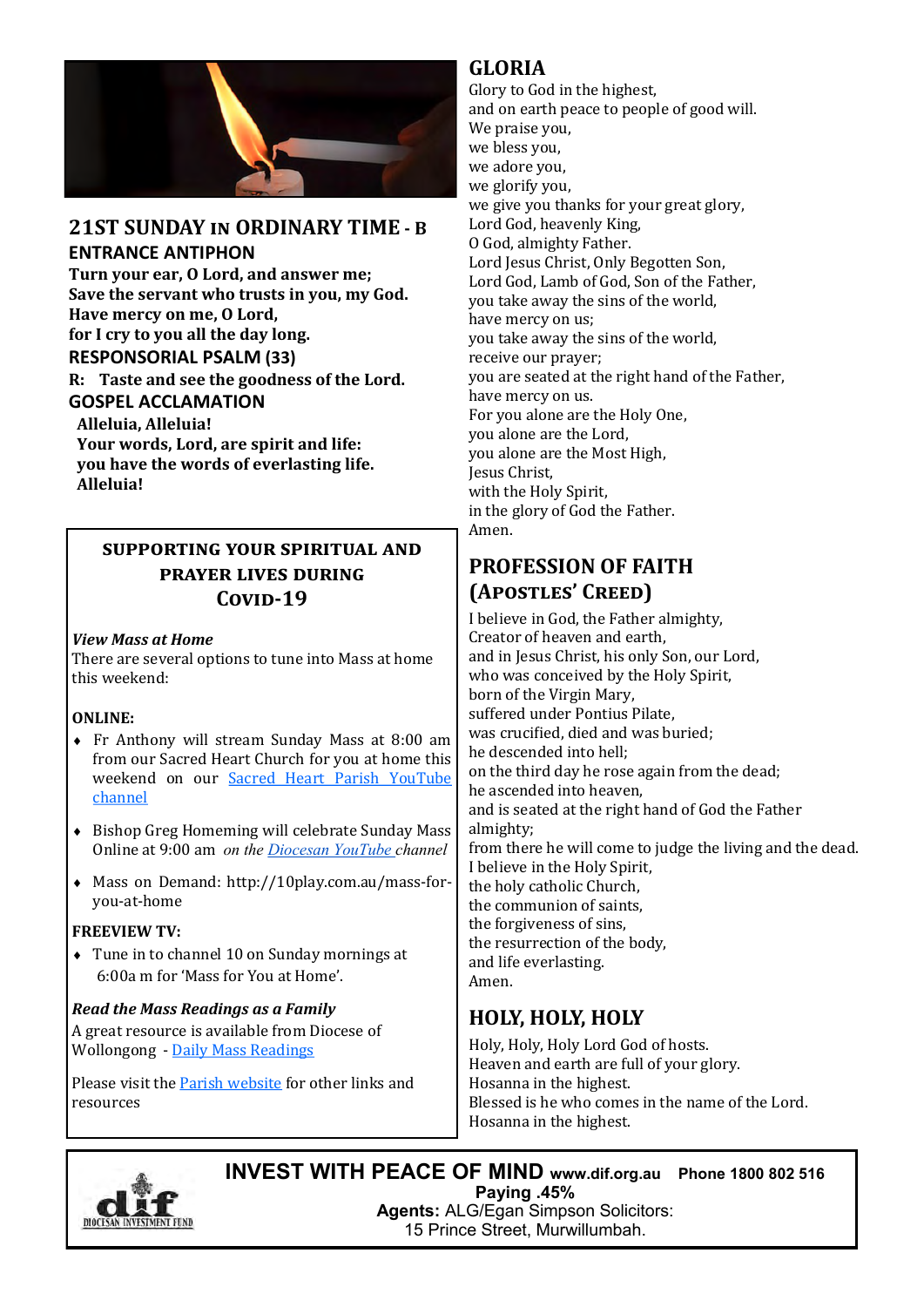## 21ST SUNDAY IN ORDINARY TIME - B

### ENTRANCE ANTIPHON

**Turn your ear, O Lord, and answer me;**
**Save the servant who trusts in you, my God.**
**Have mercy on me, O Lord,**
**for I cry to you all the day long.**

### RESPONSORIAL PSALM (33)

**R: Taste and see the goodness of the Lord.**

### GOSPEL ACCLAMATION

**Alleluia, Alleluia!**
**Your words, Lord, are spirit and life:**
**you have the words of everlasting life.**
**Alleluia!**

### SUPPORTING YOUR SPIRITUAL AND PRAYER LIVES DURING COVID-19

***View Mass at Home***

There are several options to tune into Mass at home this weekend:

**ONLINE:**

- Fr Anthony will stream Sunday Mass at 8:00 am from our Sacred Heart Church for you at home this weekend on our Sacred Heart Parish YouTube channel
- Bishop Greg Homeming will celebrate Sunday Mass Online at 9:00 am *on the Diocesan YouTube channel*
- Mass on Demand: http://10play.com.au/mass-for-you-at-home

**FREEVIEW TV:**

- Tune in to channel 10 on Sunday mornings at 6:00a m for 'Mass for You at Home'.

***Read the Mass Readings as a Family***

A great resource is available from Diocese of Wollongong - Daily Mass Readings

Please visit the Parish website for other links and resources

## GLORIA

Glory to God in the highest,
and on earth peace to people of good will.
We praise you,
we bless you,
we adore you,
we glorify you,
we give you thanks for your great glory,
Lord God, heavenly King,
O God, almighty Father.
Lord Jesus Christ, Only Begotten Son,
Lord God, Lamb of God, Son of the Father,
you take away the sins of the world,
have mercy on us;
you take away the sins of the world,
receive our prayer;
you are seated at the right hand of the Father,
have mercy on us.
For you alone are the Holy One,
you alone are the Lord,
you alone are the Most High,
Jesus Christ,
with the Holy Spirit,
in the glory of God the Father.
Amen.

## PROFESSION OF FAITH (APOSTLES' CREED)

I believe in God, the Father almighty,
Creator of heaven and earth,
and in Jesus Christ, his only Son, our Lord,
who was conceived by the Holy Spirit,
born of the Virgin Mary,
suffered under Pontius Pilate,
was crucified, died and was buried;
he descended into hell;
on the third day he rose again from the dead;
he ascended into heaven,
and is seated at the right hand of God the Father almighty;
from there he will come to judge the living and the dead.
I believe in the Holy Spirit,
the holy catholic Church,
the communion of saints,
the forgiveness of sins,
the resurrection of the body,
and life everlasting.
Amen.

## HOLY, HOLY, HOLY

Holy, Holy, Holy Lord God of hosts.
Heaven and earth are full of your glory.
Hosanna in the highest.
Blessed is he who comes in the name of the Lord.
Hosanna in the highest.

**INVEST WITH PEACE OF MIND www.dif.org.au Phone 1800 802 516**
**Paying .45%**
**Agents:** ALG/Egan Simpson Solicitors:
15 Prince Street, Murwillumbah.